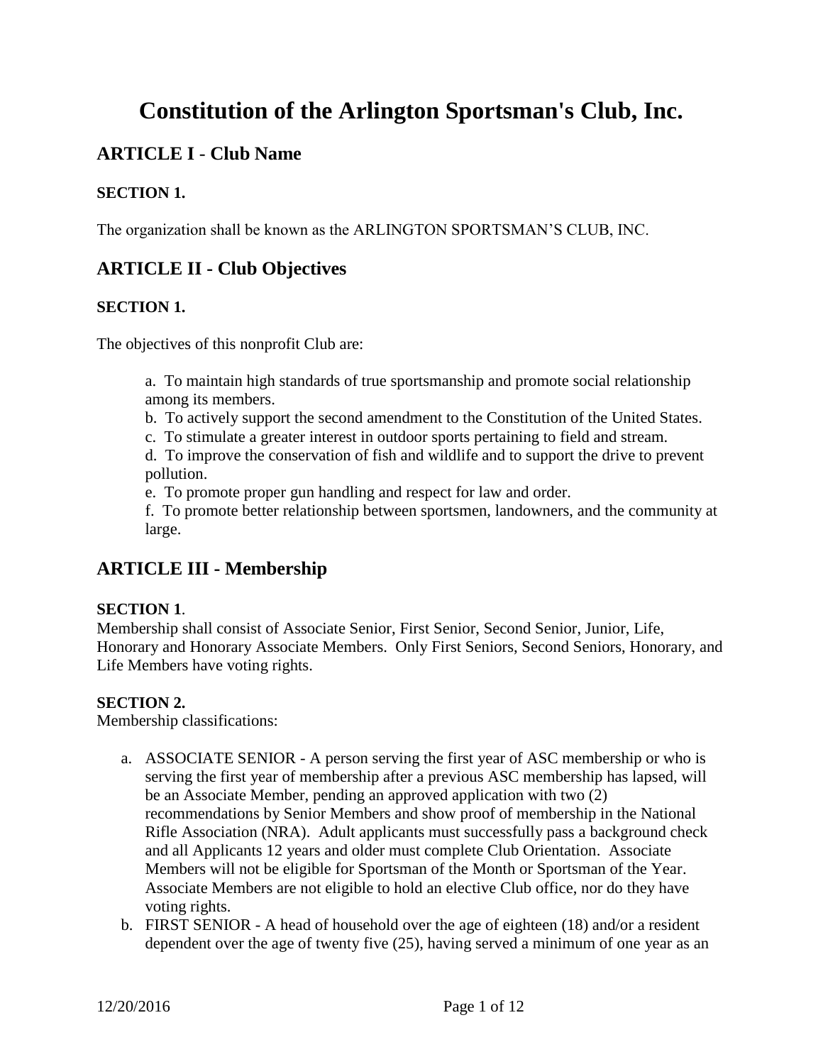# Constitution of the Arlington Sportsman's Club, Inc.

## ARTICLE I - Club Name

### SECTION 1.

The organization shall be known as the ARLINGTON SPORTSMAN'S CLUB, INC.

## ARTICLE II - Club Objectives

### SECTION 1.

The objectives of this nonprofit Club are:

a. To maintain high standards of true sportsmanship and promote social relationship among its members.
b. To actively support the second amendment to the Constitution of the United States.
c. To stimulate a greater interest in outdoor sports pertaining to field and stream.
d. To improve the conservation of fish and wildlife and to support the drive to prevent pollution.
e. To promote proper gun handling and respect for law and order.
f. To promote better relationship between sportsmen, landowners, and the community at large.

## ARTICLE III - Membership

**SECTION 1**.
Membership shall consist of Associate Senior, First Senior, Second Senior, Junior, Life, Honorary and Honorary Associate Members. Only First Seniors, Second Seniors, Honorary, and Life Members have voting rights.

**SECTION 2.**
Membership classifications:

a. ASSOCIATE SENIOR - A person serving the first year of ASC membership or who is serving the first year of membership after a previous ASC membership has lapsed, will be an Associate Member, pending an approved application with two (2) recommendations by Senior Members and show proof of membership in the National Rifle Association (NRA). Adult applicants must successfully pass a background check and all Applicants 12 years and older must complete Club Orientation. Associate Members will not be eligible for Sportsman of the Month or Sportsman of the Year. Associate Members are not eligible to hold an elective Club office, nor do they have voting rights.
b. FIRST SENIOR - A head of household over the age of eighteen (18) and/or a resident dependent over the age of twenty five (25), having served a minimum of one year as an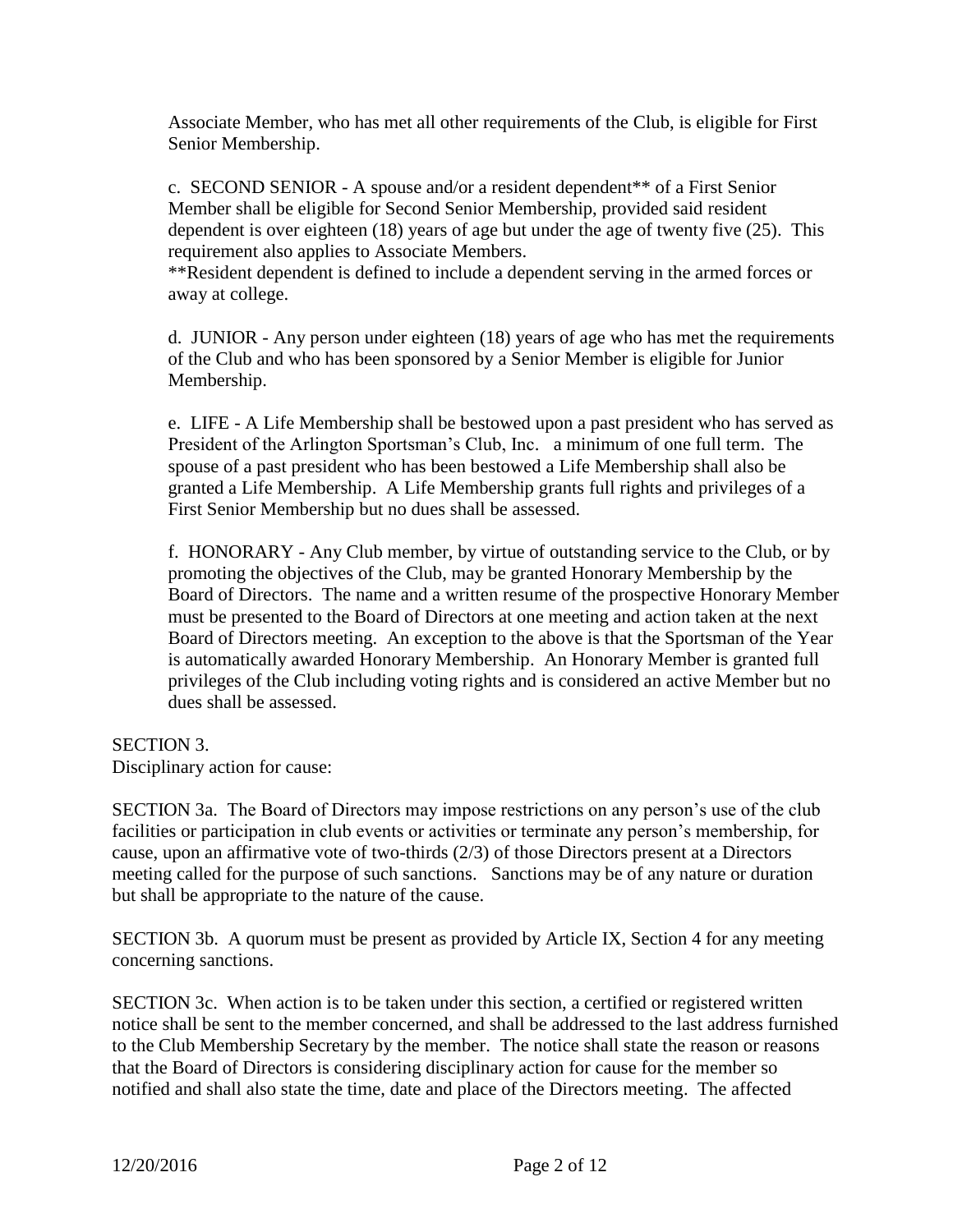Associate Member, who has met all other requirements of the Club, is eligible for First Senior Membership.

c. SECOND SENIOR - A spouse and/or a resident dependent** of a First Senior Member shall be eligible for Second Senior Membership, provided said resident dependent is over eighteen (18) years of age but under the age of twenty five (25). This requirement also applies to Associate Members.
**Resident dependent is defined to include a dependent serving in the armed forces or away at college.

d. JUNIOR - Any person under eighteen (18) years of age who has met the requirements of the Club and who has been sponsored by a Senior Member is eligible for Junior Membership.

e. LIFE - A Life Membership shall be bestowed upon a past president who has served as President of the Arlington Sportsman's Club, Inc. a minimum of one full term. The spouse of a past president who has been bestowed a Life Membership shall also be granted a Life Membership. A Life Membership grants full rights and privileges of a First Senior Membership but no dues shall be assessed.

f. HONORARY - Any Club member, by virtue of outstanding service to the Club, or by promoting the objectives of the Club, may be granted Honorary Membership by the Board of Directors. The name and a written resume of the prospective Honorary Member must be presented to the Board of Directors at one meeting and action taken at the next Board of Directors meeting. An exception to the above is that the Sportsman of the Year is automatically awarded Honorary Membership. An Honorary Member is granted full privileges of the Club including voting rights and is considered an active Member but no dues shall be assessed.

SECTION 3.
Disciplinary action for cause:

SECTION 3a. The Board of Directors may impose restrictions on any person's use of the club facilities or participation in club events or activities or terminate any person's membership, for cause, upon an affirmative vote of two-thirds (2/3) of those Directors present at a Directors meeting called for the purpose of such sanctions. Sanctions may be of any nature or duration but shall be appropriate to the nature of the cause.

SECTION 3b. A quorum must be present as provided by Article IX, Section 4 for any meeting concerning sanctions.

SECTION 3c. When action is to be taken under this section, a certified or registered written notice shall be sent to the member concerned, and shall be addressed to the last address furnished to the Club Membership Secretary by the member. The notice shall state the reason or reasons that the Board of Directors is considering disciplinary action for cause for the member so notified and shall also state the time, date and place of the Directors meeting. The affected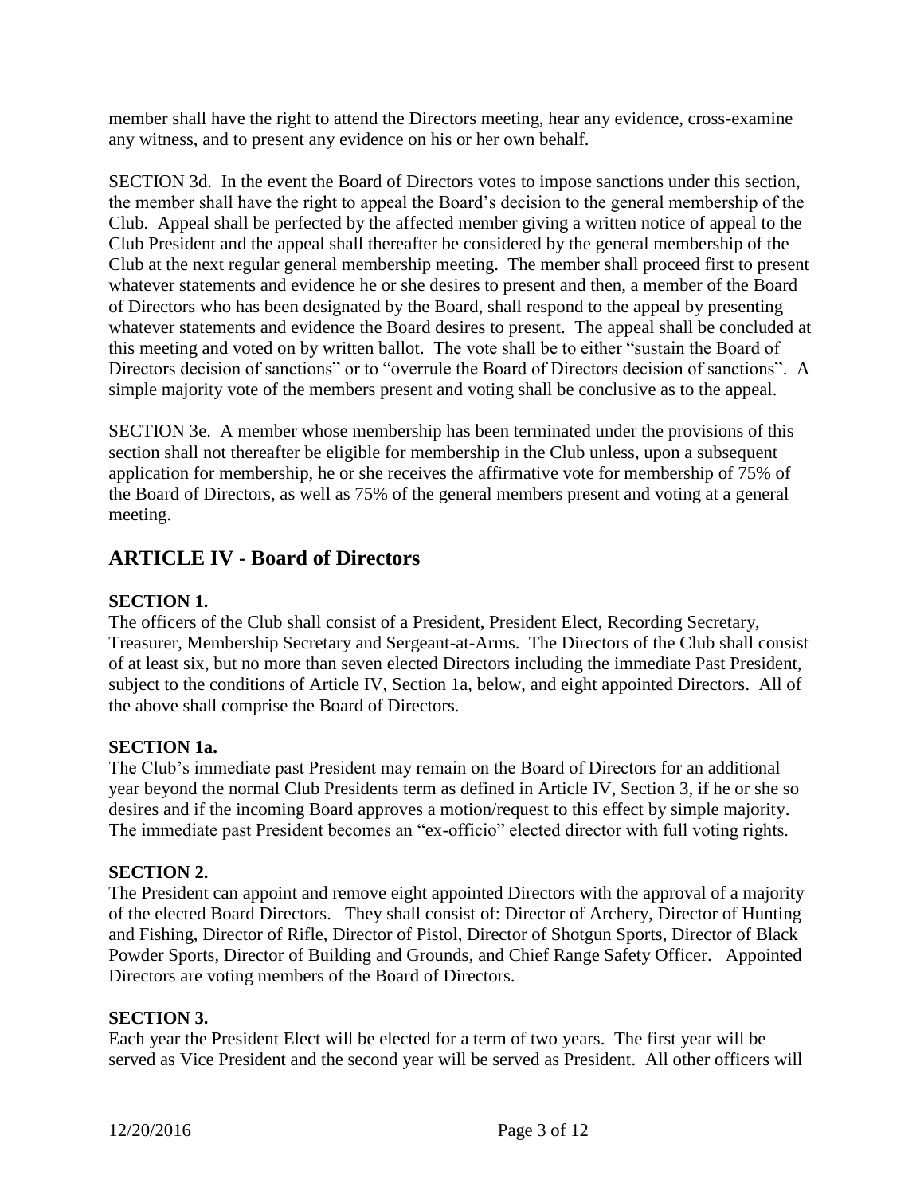member shall have the right to attend the Directors meeting, hear any evidence, cross-examine any witness, and to present any evidence on his or her own behalf.

SECTION 3d. In the event the Board of Directors votes to impose sanctions under this section, the member shall have the right to appeal the Board's decision to the general membership of the Club. Appeal shall be perfected by the affected member giving a written notice of appeal to the Club President and the appeal shall thereafter be considered by the general membership of the Club at the next regular general membership meeting. The member shall proceed first to present whatever statements and evidence he or she desires to present and then, a member of the Board of Directors who has been designated by the Board, shall respond to the appeal by presenting whatever statements and evidence the Board desires to present. The appeal shall be concluded at this meeting and voted on by written ballot. The vote shall be to either "sustain the Board of Directors decision of sanctions" or to "overrule the Board of Directors decision of sanctions". A simple majority vote of the members present and voting shall be conclusive as to the appeal.

SECTION 3e. A member whose membership has been terminated under the provisions of this section shall not thereafter be eligible for membership in the Club unless, upon a subsequent application for membership, he or she receives the affirmative vote for membership of 75% of the Board of Directors, as well as 75% of the general members present and voting at a general meeting.

## ARTICLE IV - Board of Directors

**SECTION 1.**
The officers of the Club shall consist of a President, President Elect, Recording Secretary, Treasurer, Membership Secretary and Sergeant-at-Arms. The Directors of the Club shall consist of at least six, but no more than seven elected Directors including the immediate Past President, subject to the conditions of Article IV, Section 1a, below, and eight appointed Directors. All of the above shall comprise the Board of Directors.

**SECTION 1a.**
The Club's immediate past President may remain on the Board of Directors for an additional year beyond the normal Club Presidents term as defined in Article IV, Section 3, if he or she so desires and if the incoming Board approves a motion/request to this effect by simple majority. The immediate past President becomes an "ex-officio" elected director with full voting rights.

**SECTION 2.**
The President can appoint and remove eight appointed Directors with the approval of a majority of the elected Board Directors. They shall consist of: Director of Archery, Director of Hunting and Fishing, Director of Rifle, Director of Pistol, Director of Shotgun Sports, Director of Black Powder Sports, Director of Building and Grounds, and Chief Range Safety Officer. Appointed Directors are voting members of the Board of Directors.

**SECTION 3.**
Each year the President Elect will be elected for a term of two years. The first year will be served as Vice President and the second year will be served as President. All other officers will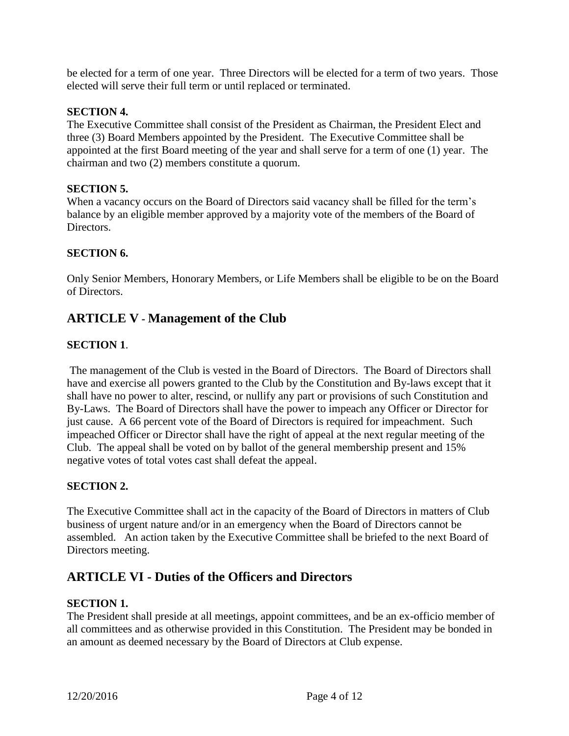be elected for a term of one year. Three Directors will be elected for a term of two years. Those elected will serve their full term or until replaced or terminated.

**SECTION 4.**

The Executive Committee shall consist of the President as Chairman, the President Elect and three (3) Board Members appointed by the President. The Executive Committee shall be appointed at the first Board meeting of the year and shall serve for a term of one (1) year. The chairman and two (2) members constitute a quorum.

**SECTION 5.**

When a vacancy occurs on the Board of Directors said vacancy shall be filled for the term's balance by an eligible member approved by a majority vote of the members of the Board of Directors.

**SECTION 6.**

Only Senior Members, Honorary Members, or Life Members shall be eligible to be on the Board of Directors.

## ARTICLE V - Management of the Club

**SECTION 1**.

The management of the Club is vested in the Board of Directors. The Board of Directors shall have and exercise all powers granted to the Club by the Constitution and By-laws except that it shall have no power to alter, rescind, or nullify any part or provisions of such Constitution and By-Laws. The Board of Directors shall have the power to impeach any Officer or Director for just cause. A 66 percent vote of the Board of Directors is required for impeachment. Such impeached Officer or Director shall have the right of appeal at the next regular meeting of the Club. The appeal shall be voted on by ballot of the general membership present and 15% negative votes of total votes cast shall defeat the appeal.

**SECTION 2.**

The Executive Committee shall act in the capacity of the Board of Directors in matters of Club business of urgent nature and/or in an emergency when the Board of Directors cannot be assembled. An action taken by the Executive Committee shall be briefed to the next Board of Directors meeting.

## ARTICLE VI - Duties of the Officers and Directors

**SECTION 1.**

The President shall preside at all meetings, appoint committees, and be an ex-officio member of all committees and as otherwise provided in this Constitution. The President may be bonded in an amount as deemed necessary by the Board of Directors at Club expense.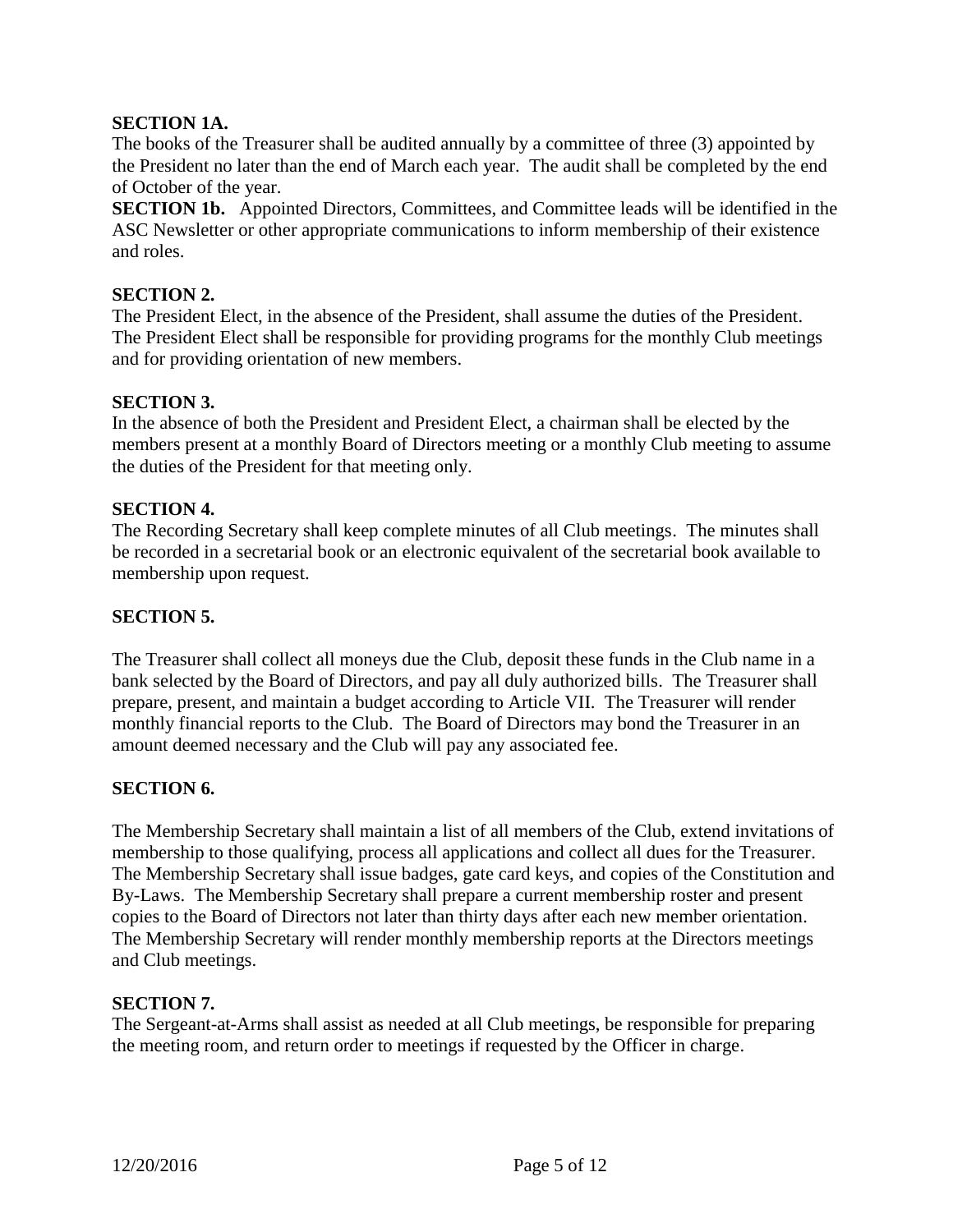**SECTION 1A.**

The books of the Treasurer shall be audited annually by a committee of three (3) appointed by the President no later than the end of March each year. The audit shall be completed by the end of October of the year.

**SECTION 1b.** Appointed Directors, Committees, and Committee leads will be identified in the ASC Newsletter or other appropriate communications to inform membership of their existence and roles.

**SECTION 2.**

The President Elect, in the absence of the President, shall assume the duties of the President. The President Elect shall be responsible for providing programs for the monthly Club meetings and for providing orientation of new members.

**SECTION 3.**

In the absence of both the President and President Elect, a chairman shall be elected by the members present at a monthly Board of Directors meeting or a monthly Club meeting to assume the duties of the President for that meeting only.

**SECTION 4.**

The Recording Secretary shall keep complete minutes of all Club meetings. The minutes shall be recorded in a secretarial book or an electronic equivalent of the secretarial book available to membership upon request.

**SECTION 5.**

The Treasurer shall collect all moneys due the Club, deposit these funds in the Club name in a bank selected by the Board of Directors, and pay all duly authorized bills. The Treasurer shall prepare, present, and maintain a budget according to Article VII. The Treasurer will render monthly financial reports to the Club. The Board of Directors may bond the Treasurer in an amount deemed necessary and the Club will pay any associated fee.

**SECTION 6.**

The Membership Secretary shall maintain a list of all members of the Club, extend invitations of membership to those qualifying, process all applications and collect all dues for the Treasurer. The Membership Secretary shall issue badges, gate card keys, and copies of the Constitution and By-Laws. The Membership Secretary shall prepare a current membership roster and present copies to the Board of Directors not later than thirty days after each new member orientation. The Membership Secretary will render monthly membership reports at the Directors meetings and Club meetings.

**SECTION 7.**

The Sergeant-at-Arms shall assist as needed at all Club meetings, be responsible for preparing the meeting room, and return order to meetings if requested by the Officer in charge.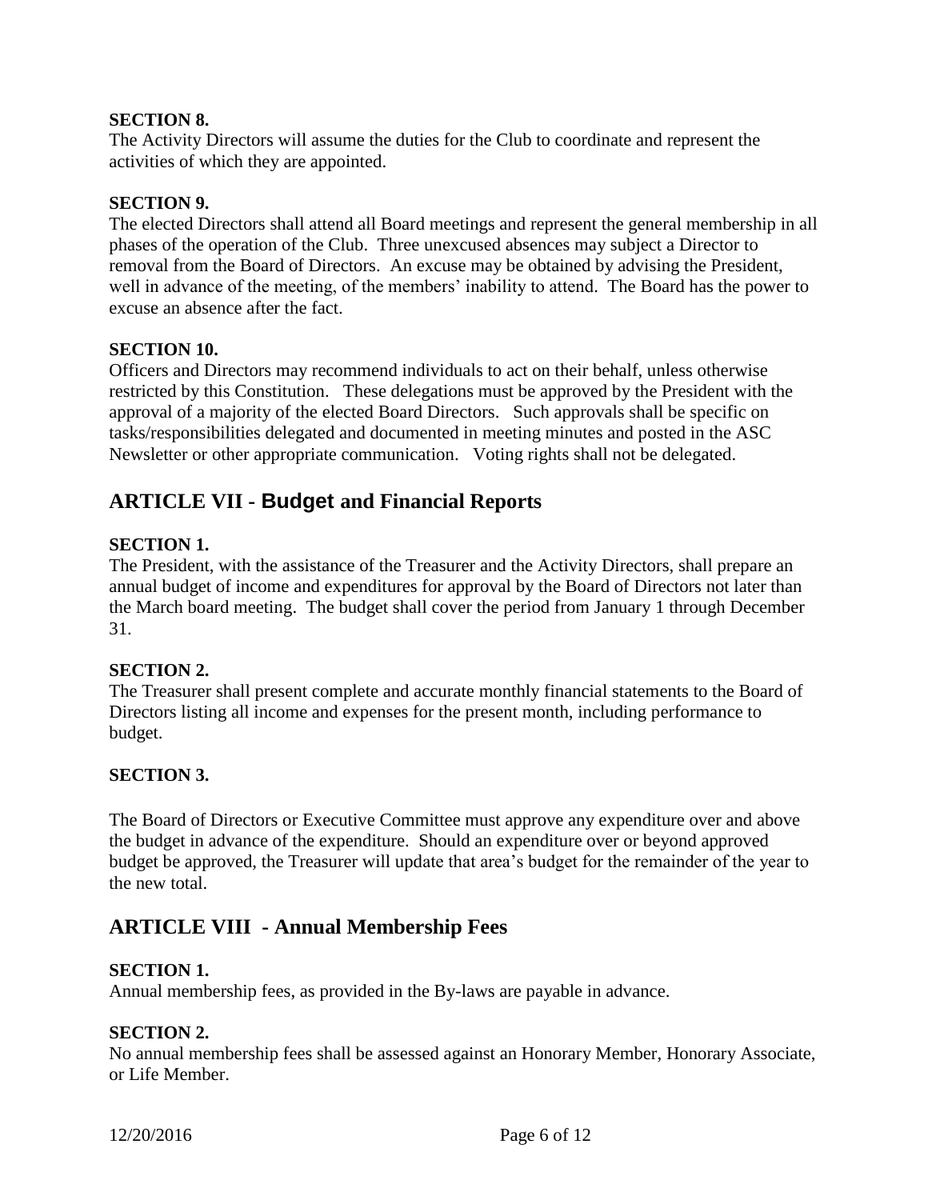### SECTION 8.

The Activity Directors will assume the duties for the Club to coordinate and represent the activities of which they are appointed.

### SECTION 9.

The elected Directors shall attend all Board meetings and represent the general membership in all phases of the operation of the Club. Three unexcused absences may subject a Director to removal from the Board of Directors. An excuse may be obtained by advising the President, well in advance of the meeting, of the members' inability to attend. The Board has the power to excuse an absence after the fact.

### SECTION 10.

Officers and Directors may recommend individuals to act on their behalf, unless otherwise restricted by this Constitution. These delegations must be approved by the President with the approval of a majority of the elected Board Directors. Such approvals shall be specific on tasks/responsibilities delegated and documented in meeting minutes and posted in the ASC Newsletter or other appropriate communication. Voting rights shall not be delegated.

## ARTICLE VII - Budget and Financial Reports

### SECTION 1.

The President, with the assistance of the Treasurer and the Activity Directors, shall prepare an annual budget of income and expenditures for approval by the Board of Directors not later than the March board meeting. The budget shall cover the period from January 1 through December 31.

### SECTION 2.

The Treasurer shall present complete and accurate monthly financial statements to the Board of Directors listing all income and expenses for the present month, including performance to budget.

### SECTION 3.

The Board of Directors or Executive Committee must approve any expenditure over and above the budget in advance of the expenditure. Should an expenditure over or beyond approved budget be approved, the Treasurer will update that area's budget for the remainder of the year to the new total.

## ARTICLE VIII - Annual Membership Fees

### SECTION 1.

Annual membership fees, as provided in the By-laws are payable in advance.

### SECTION 2.

No annual membership fees shall be assessed against an Honorary Member, Honorary Associate, or Life Member.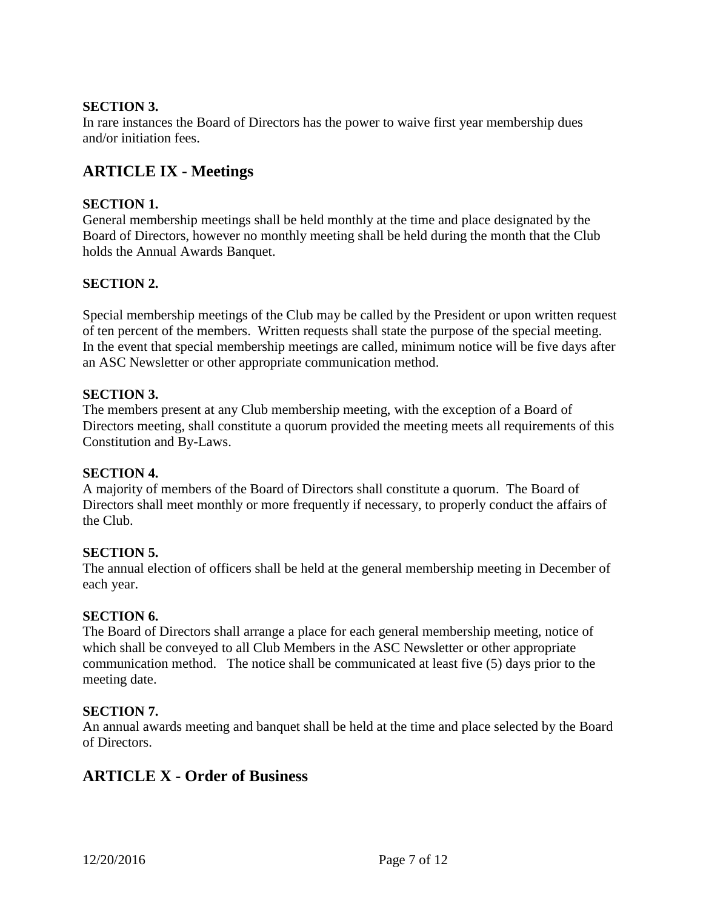**SECTION 3.**
In rare instances the Board of Directors has the power to waive first year membership dues and/or initiation fees.

## ARTICLE IX - Meetings

**SECTION 1.**
General membership meetings shall be held monthly at the time and place designated by the Board of Directors, however no monthly meeting shall be held during the month that the Club holds the Annual Awards Banquet.

**SECTION 2.**

Special membership meetings of the Club may be called by the President or upon written request of ten percent of the members. Written requests shall state the purpose of the special meeting. In the event that special membership meetings are called, minimum notice will be five days after an ASC Newsletter or other appropriate communication method.

**SECTION 3.**
The members present at any Club membership meeting, with the exception of a Board of Directors meeting, shall constitute a quorum provided the meeting meets all requirements of this Constitution and By-Laws.

**SECTION 4.**
A majority of members of the Board of Directors shall constitute a quorum. The Board of Directors shall meet monthly or more frequently if necessary, to properly conduct the affairs of the Club.

**SECTION 5.**
The annual election of officers shall be held at the general membership meeting in December of each year.

**SECTION 6.**
The Board of Directors shall arrange a place for each general membership meeting, notice of which shall be conveyed to all Club Members in the ASC Newsletter or other appropriate communication method. The notice shall be communicated at least five (5) days prior to the meeting date.

**SECTION 7.**
An annual awards meeting and banquet shall be held at the time and place selected by the Board of Directors.

## ARTICLE X - Order of Business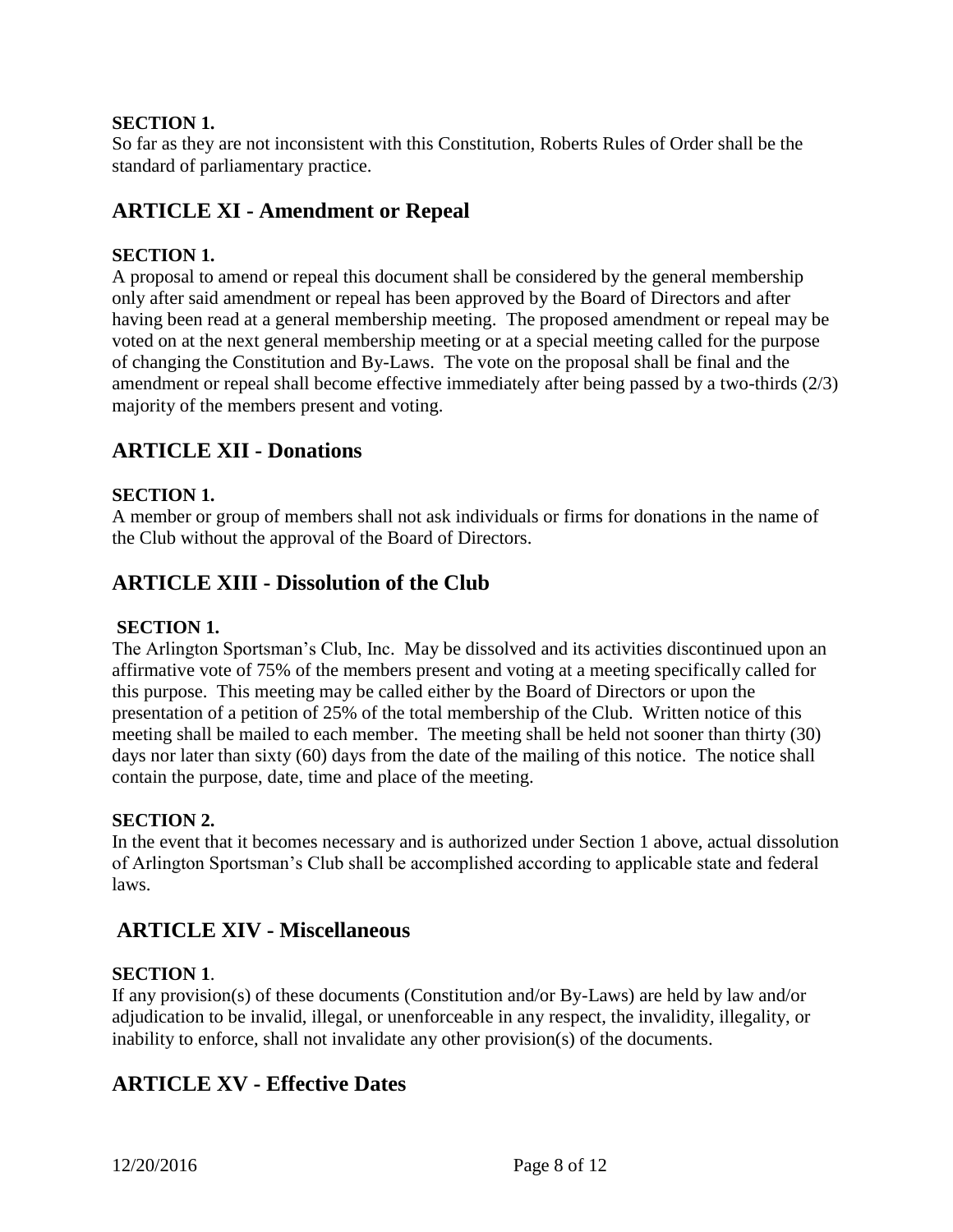**SECTION 1.**
So far as they are not inconsistent with this Constitution, Roberts Rules of Order shall be the standard of parliamentary practice.

## ARTICLE XI - Amendment or Repeal

**SECTION 1.**
A proposal to amend or repeal this document shall be considered by the general membership only after said amendment or repeal has been approved by the Board of Directors and after having been read at a general membership meeting. The proposed amendment or repeal may be voted on at the next general membership meeting or at a special meeting called for the purpose of changing the Constitution and By-Laws. The vote on the proposal shall be final and the amendment or repeal shall become effective immediately after being passed by a two-thirds (2/3) majority of the members present and voting.

## ARTICLE XII - Donations

**SECTION 1.**
A member or group of members shall not ask individuals or firms for donations in the name of the Club without the approval of the Board of Directors.

## ARTICLE XIII - Dissolution of the Club

**SECTION 1.**
The Arlington Sportsman's Club, Inc. May be dissolved and its activities discontinued upon an affirmative vote of 75% of the members present and voting at a meeting specifically called for this purpose. This meeting may be called either by the Board of Directors or upon the presentation of a petition of 25% of the total membership of the Club. Written notice of this meeting shall be mailed to each member. The meeting shall be held not sooner than thirty (30) days nor later than sixty (60) days from the date of the mailing of this notice. The notice shall contain the purpose, date, time and place of the meeting.

**SECTION 2.**
In the event that it becomes necessary and is authorized under Section 1 above, actual dissolution of Arlington Sportsman's Club shall be accomplished according to applicable state and federal laws.

## ARTICLE XIV - Miscellaneous

**SECTION 1**.
If any provision(s) of these documents (Constitution and/or By-Laws) are held by law and/or adjudication to be invalid, illegal, or unenforceable in any respect, the invalidity, illegality, or inability to enforce, shall not invalidate any other provision(s) of the documents.

## ARTICLE XV - Effective Dates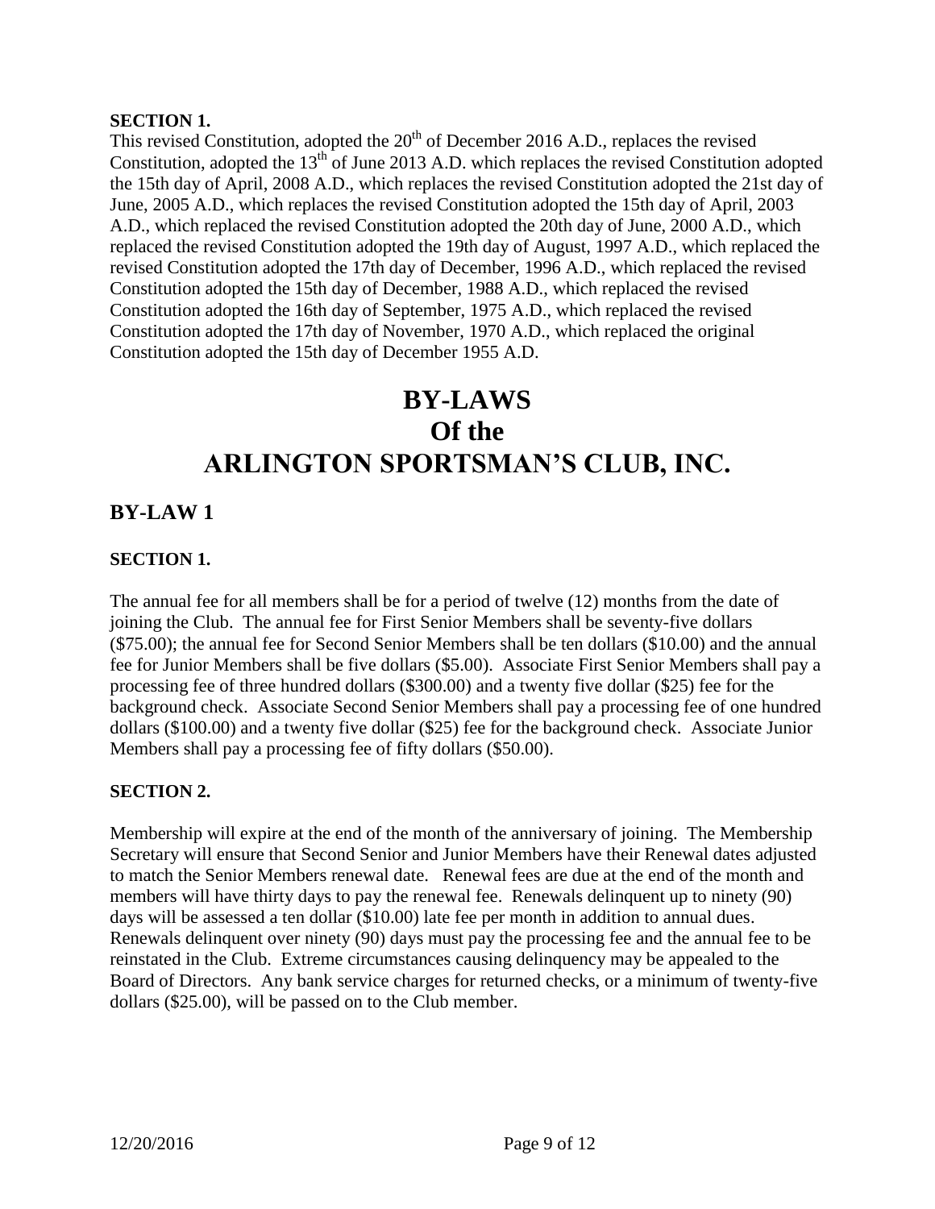**SECTION 1.**

This revised Constitution, adopted the 20th of December 2016 A.D., replaces the revised Constitution, adopted the 13th of June 2013 A.D. which replaces the revised Constitution adopted the 15th day of April, 2008 A.D., which replaces the revised Constitution adopted the 21st day of June, 2005 A.D., which replaces the revised Constitution adopted the 15th day of April, 2003 A.D., which replaced the revised Constitution adopted the 20th day of June, 2000 A.D., which replaced the revised Constitution adopted the 19th day of August, 1997 A.D., which replaced the revised Constitution adopted the 17th day of December, 1996 A.D., which replaced the revised Constitution adopted the 15th day of December, 1988 A.D., which replaced the revised Constitution adopted the 16th day of September, 1975 A.D., which replaced the revised Constitution adopted the 17th day of November, 1970 A.D., which replaced the original Constitution adopted the 15th day of December 1955 A.D.

# BY-LAWS
# Of the
# ARLINGTON SPORTSMAN'S CLUB, INC.

## BY-LAW 1

**SECTION 1.**

The annual fee for all members shall be for a period of twelve (12) months from the date of joining the Club. The annual fee for First Senior Members shall be seventy-five dollars ($75.00); the annual fee for Second Senior Members shall be ten dollars ($10.00) and the annual fee for Junior Members shall be five dollars ($5.00). Associate First Senior Members shall pay a processing fee of three hundred dollars ($300.00) and a twenty five dollar ($25) fee for the background check. Associate Second Senior Members shall pay a processing fee of one hundred dollars ($100.00) and a twenty five dollar ($25) fee for the background check. Associate Junior Members shall pay a processing fee of fifty dollars ($50.00).

**SECTION 2.**

Membership will expire at the end of the month of the anniversary of joining. The Membership Secretary will ensure that Second Senior and Junior Members have their Renewal dates adjusted to match the Senior Members renewal date. Renewal fees are due at the end of the month and members will have thirty days to pay the renewal fee. Renewals delinquent up to ninety (90) days will be assessed a ten dollar ($10.00) late fee per month in addition to annual dues. Renewals delinquent over ninety (90) days must pay the processing fee and the annual fee to be reinstated in the Club. Extreme circumstances causing delinquency may be appealed to the Board of Directors. Any bank service charges for returned checks, or a minimum of twenty-five dollars ($25.00), will be passed on to the Club member.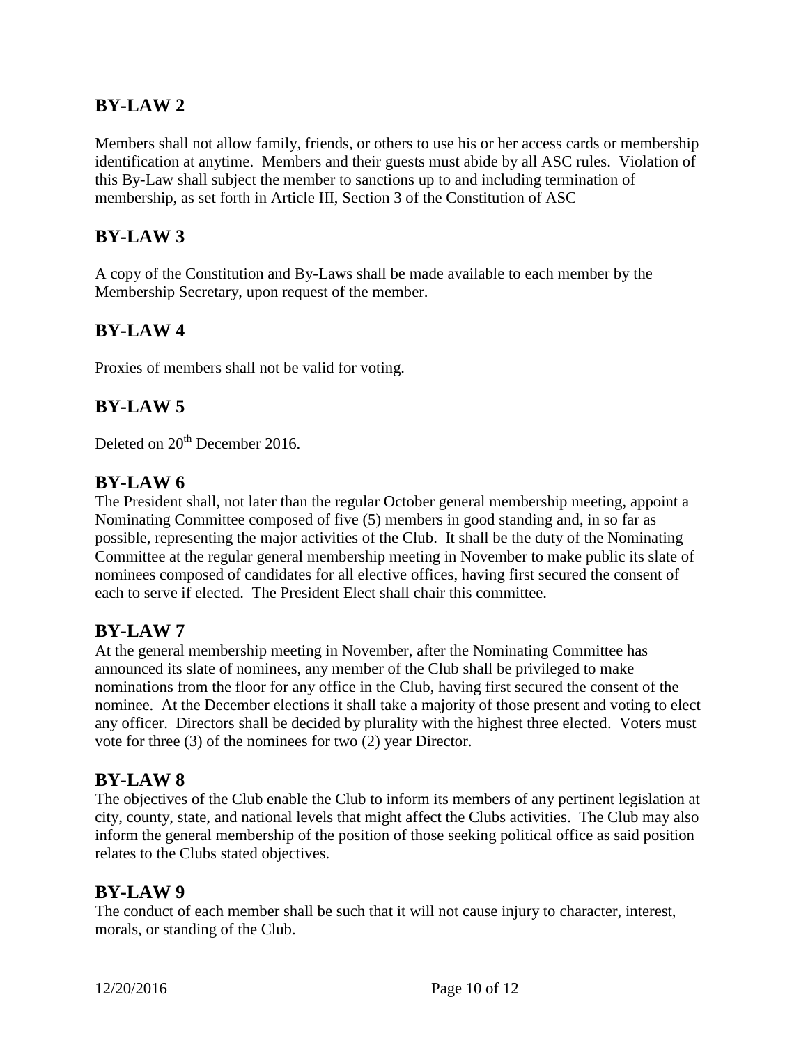## BY-LAW 2

Members shall not allow family, friends, or others to use his or her access cards or membership identification at anytime. Members and their guests must abide by all ASC rules. Violation of this By-Law shall subject the member to sanctions up to and including termination of membership, as set forth in Article III, Section 3 of the Constitution of ASC

## BY-LAW 3

A copy of the Constitution and By-Laws shall be made available to each member by the Membership Secretary, upon request of the member.

## BY-LAW 4

Proxies of members shall not be valid for voting.

## BY-LAW 5

Deleted on 20th December 2016.

## BY-LAW 6

The President shall, not later than the regular October general membership meeting, appoint a Nominating Committee composed of five (5) members in good standing and, in so far as possible, representing the major activities of the Club. It shall be the duty of the Nominating Committee at the regular general membership meeting in November to make public its slate of nominees composed of candidates for all elective offices, having first secured the consent of each to serve if elected. The President Elect shall chair this committee.

## BY-LAW 7

At the general membership meeting in November, after the Nominating Committee has announced its slate of nominees, any member of the Club shall be privileged to make nominations from the floor for any office in the Club, having first secured the consent of the nominee. At the December elections it shall take a majority of those present and voting to elect any officer. Directors shall be decided by plurality with the highest three elected. Voters must vote for three (3) of the nominees for two (2) year Director.

## BY-LAW 8

The objectives of the Club enable the Club to inform its members of any pertinent legislation at city, county, state, and national levels that might affect the Clubs activities. The Club may also inform the general membership of the position of those seeking political office as said position relates to the Clubs stated objectives.

## BY-LAW 9

The conduct of each member shall be such that it will not cause injury to character, interest, morals, or standing of the Club.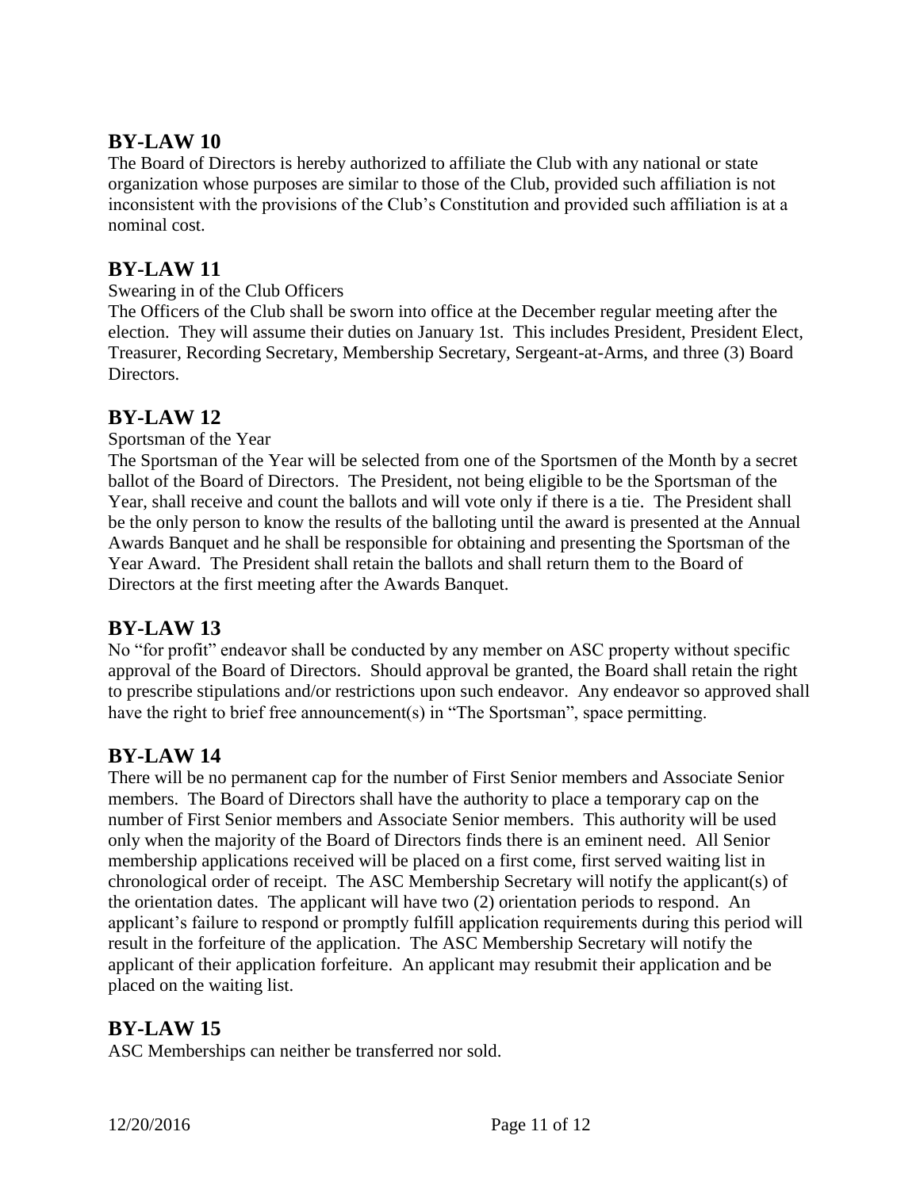## BY-LAW 10

The Board of Directors is hereby authorized to affiliate the Club with any national or state organization whose purposes are similar to those of the Club, provided such affiliation is not inconsistent with the provisions of the Club's Constitution and provided such affiliation is at a nominal cost.

## BY-LAW 11

Swearing in of the Club Officers

The Officers of the Club shall be sworn into office at the December regular meeting after the election. They will assume their duties on January 1st. This includes President, President Elect, Treasurer, Recording Secretary, Membership Secretary, Sergeant-at-Arms, and three (3) Board Directors.

## BY-LAW 12

Sportsman of the Year

The Sportsman of the Year will be selected from one of the Sportsmen of the Month by a secret ballot of the Board of Directors. The President, not being eligible to be the Sportsman of the Year, shall receive and count the ballots and will vote only if there is a tie. The President shall be the only person to know the results of the balloting until the award is presented at the Annual Awards Banquet and he shall be responsible for obtaining and presenting the Sportsman of the Year Award. The President shall retain the ballots and shall return them to the Board of Directors at the first meeting after the Awards Banquet.

## BY-LAW 13

No "for profit" endeavor shall be conducted by any member on ASC property without specific approval of the Board of Directors. Should approval be granted, the Board shall retain the right to prescribe stipulations and/or restrictions upon such endeavor. Any endeavor so approved shall have the right to brief free announcement(s) in "The Sportsman", space permitting.

## BY-LAW 14

There will be no permanent cap for the number of First Senior members and Associate Senior members. The Board of Directors shall have the authority to place a temporary cap on the number of First Senior members and Associate Senior members. This authority will be used only when the majority of the Board of Directors finds there is an eminent need. All Senior membership applications received will be placed on a first come, first served waiting list in chronological order of receipt. The ASC Membership Secretary will notify the applicant(s) of the orientation dates. The applicant will have two (2) orientation periods to respond. An applicant's failure to respond or promptly fulfill application requirements during this period will result in the forfeiture of the application. The ASC Membership Secretary will notify the applicant of their application forfeiture. An applicant may resubmit their application and be placed on the waiting list.

## BY-LAW 15

ASC Memberships can neither be transferred nor sold.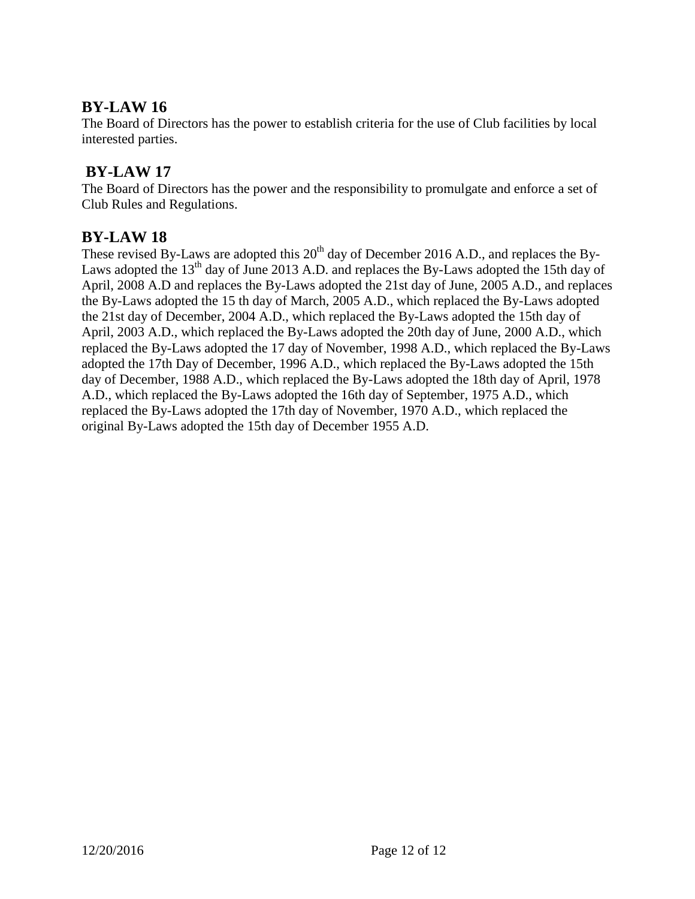## BY-LAW 16

The Board of Directors has the power to establish criteria for the use of Club facilities by local interested parties.

## BY-LAW 17

The Board of Directors has the power and the responsibility to promulgate and enforce a set of Club Rules and Regulations.

## BY-LAW 18

These revised By-Laws are adopted this 20th day of December 2016 A.D., and replaces the By-Laws adopted the 13th day of June 2013 A.D. and replaces the By-Laws adopted the 15th day of April, 2008 A.D and replaces the By-Laws adopted the 21st day of June, 2005 A.D., and replaces the By-Laws adopted the 15 th day of March, 2005 A.D., which replaced the By-Laws adopted the 21st day of December, 2004 A.D., which replaced the By-Laws adopted the 15th day of April, 2003 A.D., which replaced the By-Laws adopted the 20th day of June, 2000 A.D., which replaced the By-Laws adopted the 17 day of November, 1998 A.D., which replaced the By-Laws adopted the 17th Day of December, 1996 A.D., which replaced the By-Laws adopted the 15th day of December, 1988 A.D., which replaced the By-Laws adopted the 18th day of April, 1978 A.D., which replaced the By-Laws adopted the 16th day of September, 1975 A.D., which replaced the By-Laws adopted the 17th day of November, 1970 A.D., which replaced the original By-Laws adopted the 15th day of December 1955 A.D.